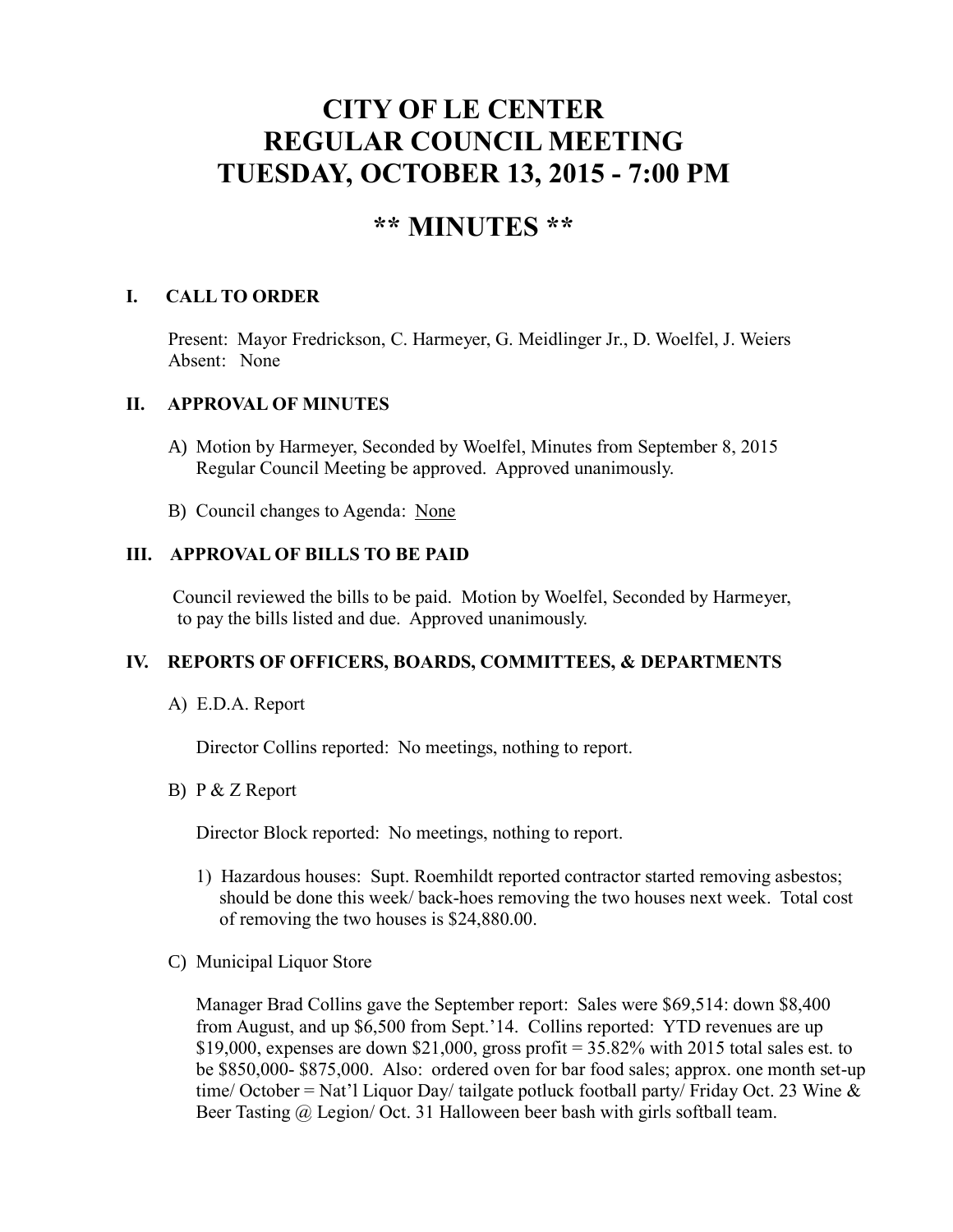# CITY OF LE CENTER
# REGULAR COUNCIL MEETING
# TUESDAY, OCTOBER 13, 2015 - 7:00 PM

## ** MINUTES **

### I. CALL TO ORDER

Present: Mayor Fredrickson, C. Harmeyer, G. Meidlinger Jr., D. Woelfel, J. Weiers
Absent: None

### II. APPROVAL OF MINUTES

A) Motion by Harmeyer, Seconded by Woelfel, Minutes from September 8, 2015 Regular Council Meeting be approved. Approved unanimously.

B) Council changes to Agenda: None

### III. APPROVAL OF BILLS TO BE PAID

Council reviewed the bills to be paid. Motion by Woelfel, Seconded by Harmeyer, to pay the bills listed and due. Approved unanimously.

### IV. REPORTS OF OFFICERS, BOARDS, COMMITTEES, & DEPARTMENTS

A) E.D.A. Report

Director Collins reported: No meetings, nothing to report.

B) P & Z Report

Director Block reported: No meetings, nothing to report.

1) Hazardous houses: Supt. Roemhildt reported contractor started removing asbestos; should be done this week/ back-hoes removing the two houses next week. Total cost of removing the two houses is $24,880.00.

C) Municipal Liquor Store

Manager Brad Collins gave the September report: Sales were $69,514: down $8,400 from August, and up $6,500 from Sept.'14. Collins reported: YTD revenues are up $19,000, expenses are down $21,000, gross profit = 35.82% with 2015 total sales est. to be $850,000- $875,000. Also: ordered oven for bar food sales; approx. one month set-up time/ October = Nat'l Liquor Day/ tailgate potluck football party/ Friday Oct. 23 Wine & Beer Tasting @ Legion/ Oct. 31 Halloween beer bash with girls softball team.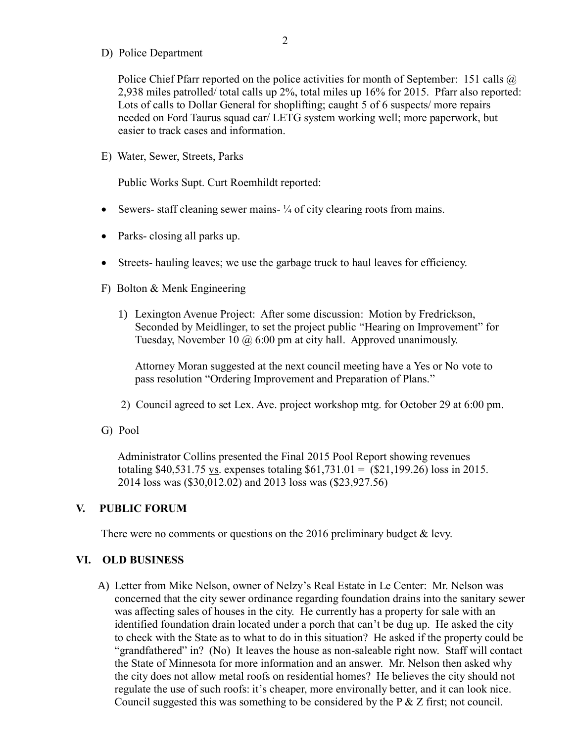D) Police Department

Police Chief Pfarr reported on the police activities for month of September: 151 calls @ 2,938 miles patrolled/ total calls up 2%, total miles up 16% for 2015. Pfarr also reported: Lots of calls to Dollar General for shoplifting; caught 5 of 6 suspects/ more repairs needed on Ford Taurus squad car/ LETG system working well; more paperwork, but easier to track cases and information.

E) Water, Sewer, Streets, Parks

Public Works Supt. Curt Roemhildt reported:

- Sewers- staff cleaning sewer mains- ¼ of city clearing roots from mains.
- Parks- closing all parks up.
- Streets- hauling leaves; we use the garbage truck to haul leaves for efficiency.

F) Bolton & Menk Engineering

1) Lexington Avenue Project: After some discussion: Motion by Fredrickson, Seconded by Meidlinger, to set the project public "Hearing on Improvement" for Tuesday, November 10 @ 6:00 pm at city hall. Approved unanimously.

   Attorney Moran suggested at the next council meeting have a Yes or No vote to pass resolution "Ordering Improvement and Preparation of Plans."

2) Council agreed to set Lex. Ave. project workshop mtg. for October 29 at 6:00 pm.

G) Pool

Administrator Collins presented the Final 2015 Pool Report showing revenues totaling $40,531.75 vs. expenses totaling $61,731.01 = ($21,199.26) loss in 2015. 2014 loss was ($30,012.02) and 2013 loss was ($23,927.56)

## V. PUBLIC FORUM

There were no comments or questions on the 2016 preliminary budget & levy.

## VI. OLD BUSINESS

A) Letter from Mike Nelson, owner of Nelzy's Real Estate in Le Center: Mr. Nelson was concerned that the city sewer ordinance regarding foundation drains into the sanitary sewer was affecting sales of houses in the city. He currently has a property for sale with an identified foundation drain located under a porch that can't be dug up. He asked the city to check with the State as to what to do in this situation? He asked if the property could be "grandfathered" in? (No) It leaves the house as non-saleable right now. Staff will contact the State of Minnesota for more information and an answer. Mr. Nelson then asked why the city does not allow metal roofs on residential homes? He believes the city should not regulate the use of such roofs: it's cheaper, more environally better, and it can look nice. Council suggested this was something to be considered by the P & Z first; not council.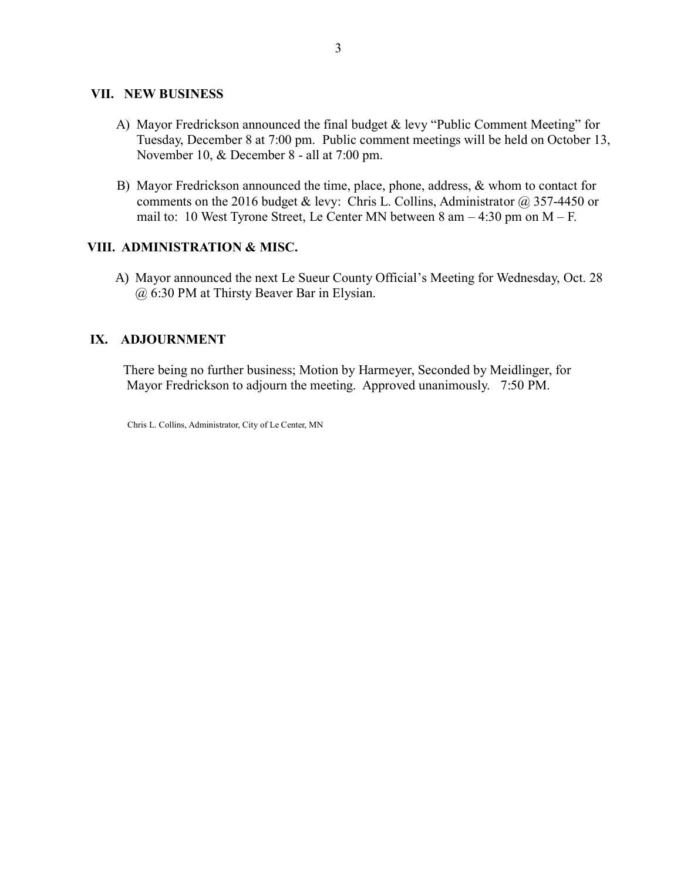## VII. NEW BUSINESS

A) Mayor Fredrickson announced the final budget & levy "Public Comment Meeting" for Tuesday, December 8 at 7:00 pm. Public comment meetings will be held on October 13, November 10, & December 8 - all at 7:00 pm.

B) Mayor Fredrickson announced the time, place, phone, address, & whom to contact for comments on the 2016 budget & levy: Chris L. Collins, Administrator @ 357-4450 or mail to: 10 West Tyrone Street, Le Center MN between 8 am – 4:30 pm on M – F.

## VIII. ADMINISTRATION & MISC.

A) Mayor announced the next Le Sueur County Official's Meeting for Wednesday, Oct. 28 @ 6:30 PM at Thirsty Beaver Bar in Elysian.

## IX. ADJOURNMENT

There being no further business; Motion by Harmeyer, Seconded by Meidlinger, for Mayor Fredrickson to adjourn the meeting. Approved unanimously. 7:50 PM.

Chris L. Collins, Administrator, City of Le Center, MN